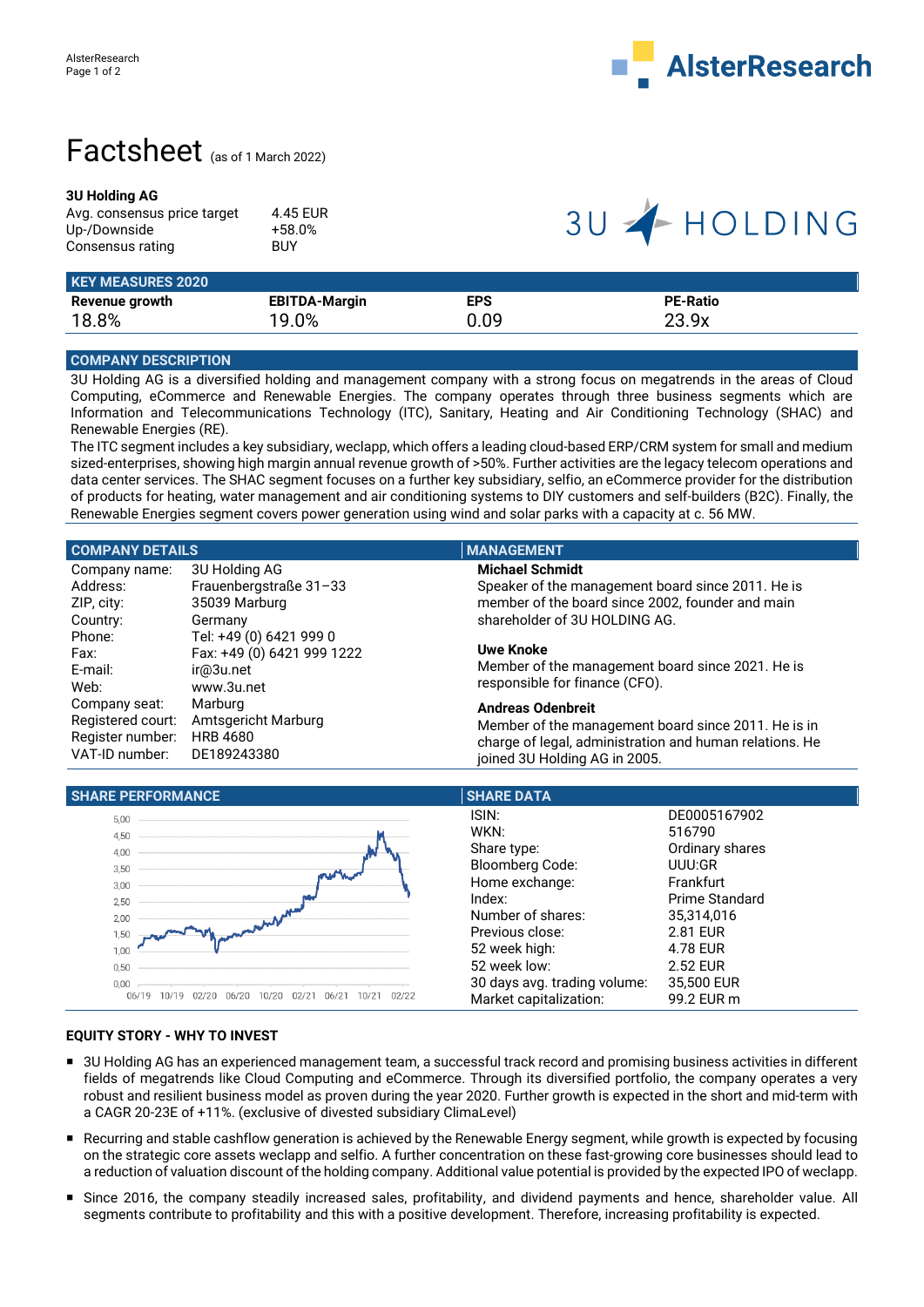# Factsheet (as of 1 March 2022)

**3U Holding AG**

| | |
|---|---|
| Avg. consensus price target | 4.45 EUR |
| Up-/Downside | +58.0% |
| Consensus rating | BUY |

## KEY MEASURES 2020

| Revenue growth | EBITDA-Margin | EPS | PE-Ratio |
|---|---|---|---|
| 18.8% | 19.0% | 0.09 | 23.9x |

## COMPANY DESCRIPTION

3U Holding AG is a diversified holding and management company with a strong focus on megatrends in the areas of Cloud Computing, eCommerce and Renewable Energies. The company operates through three business segments which are Information and Telecommunications Technology (ITC), Sanitary, Heating and Air Conditioning Technology (SHAC) and Renewable Energies (RE).

The ITC segment includes a key subsidiary, weclapp, which offers a leading cloud-based ERP/CRM system for small and medium sized-enterprises, showing high margin annual revenue growth of >50%. Further activities are the legacy telecom operations and data center services. The SHAC segment focuses on a further key subsidiary, selfio, an eCommerce provider for the distribution of products for heating, water management and air conditioning systems to DIY customers and self-builders (B2C). Finally, the Renewable Energies segment covers power generation using wind and solar parks with a capacity at c. 56 MW.

## COMPANY DETAILS

| | |
|---|---|
| Company name: | 3U Holding AG |
| Address: | Frauenbergstraße 31–33 |
| ZIP, city: | 35039 Marburg |
| Country: | Germany |
| Phone: | Tel: +49 (0) 6421 999 0 |
| Fax: | Fax: +49 (0) 6421 999 1222 |
| E-mail: | ir@3u.net |
| Web: | www.3u.net |
| Company seat: | Marburg |
| Registered court: | Amtsgericht Marburg |
| Register number: | HRB 4680 |
| VAT-ID number: | DE189243380 |

## MANAGEMENT

**Michael Schmidt**
Speaker of the management board since 2011. He is member of the board since 2002, founder and main shareholder of 3U HOLDING AG.

**Uwe Knoke**
Member of the management board since 2021. He is responsible for finance (CFO).

**Andreas Odenbreit**
Member of the management board since 2011. He is in charge of legal, administration and human relations. He joined 3U Holding AG in 2005.

## SHARE PERFORMANCE

## SHARE DATA

| | |
|---|---|
| ISIN: | DE0005167902 |
| WKN: | 516790 |
| Share type: | Ordinary shares |
| Bloomberg Code: | UUU:GR |
| Home exchange: | Frankfurt |
| Index: | Prime Standard |
| Number of shares: | 35,314,016 |
| Previous close: | 2.81 EUR |
| 52 week high: | 4.78 EUR |
| 52 week low: | 2.52 EUR |
| 30 days avg. trading volume: | 35,500 EUR |
| Market capitalization: | 99.2 EUR m |

## EQUITY STORY - WHY TO INVEST

- 3U Holding AG has an experienced management team, a successful track record and promising business activities in different fields of megatrends like Cloud Computing and eCommerce. Through its diversified portfolio, the company operates a very robust and resilient business model as proven during the year 2020. Further growth is expected in the short and mid-term with a CAGR 20-23E of +11%. (exclusive of divested subsidiary ClimaLevel)
- Recurring and stable cashflow generation is achieved by the Renewable Energy segment, while growth is expected by focusing on the strategic core assets weclapp and selfio. A further concentration on these fast-growing core businesses should lead to a reduction of valuation discount of the holding company. Additional value potential is provided by the expected IPO of weclapp.
- Since 2016, the company steadily increased sales, profitability, and dividend payments and hence, shareholder value. All segments contribute to profitability and this with a positive development. Therefore, increasing profitability is expected.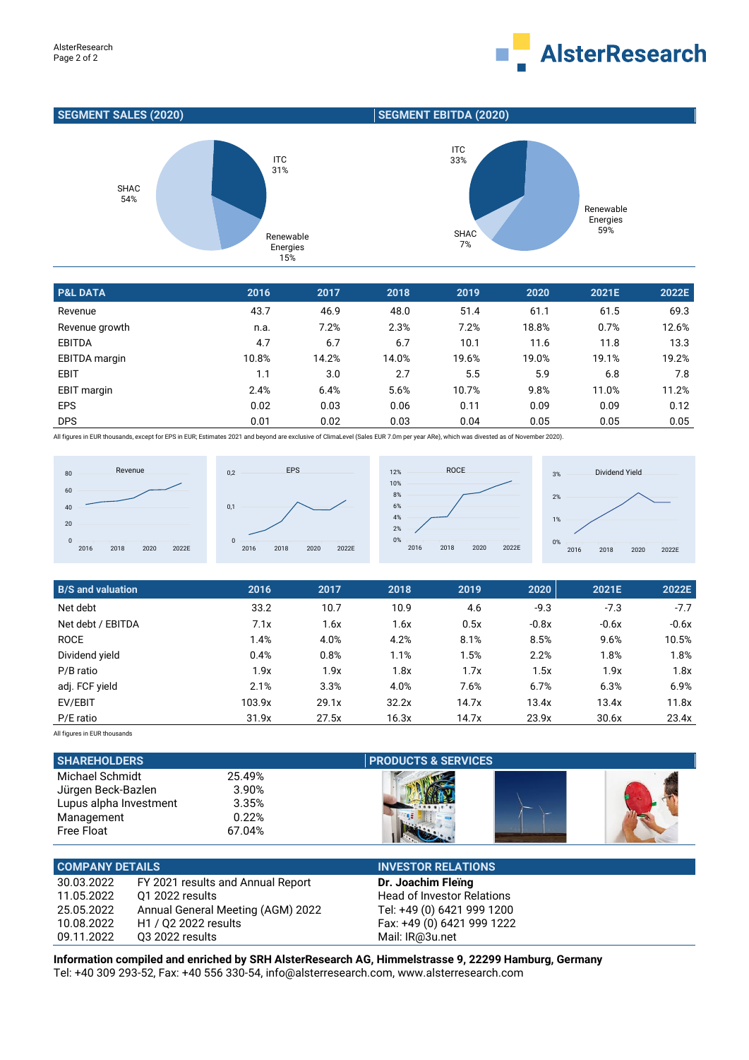## SEGMENT SALES (2020)

ITC
31%

SHAC
54%

Renewable Energies
15%

## SEGMENT EBITDA (2020)

ITC
33%

Renewable Energies
59%

SHAC
7%

| P&L DATA | 2016 | 2017 | 2018 | 2019 | 2020 | 2021E | 2022E |
|---|---|---|---|---|---|---|---|
| Revenue | 43.7 | 46.9 | 48.0 | 51.4 | 61.1 | 61.5 | 69.3 |
| Revenue growth | n.a. | 7.2% | 2.3% | 7.2% | 18.8% | 0.7% | 12.6% |
| EBITDA | 4.7 | 6.7 | 6.7 | 10.1 | 11.6 | 11.8 | 13.3 |
| EBITDA margin | 10.8% | 14.2% | 14.0% | 19.6% | 19.0% | 19.1% | 19.2% |
| EBIT | 1.1 | 3.0 | 2.7 | 5.5 | 5.9 | 6.8 | 7.8 |
| EBIT margin | 2.4% | 6.4% | 5.6% | 10.7% | 9.8% | 11.0% | 11.2% |
| EPS | 0.02 | 0.03 | 0.06 | 0.11 | 0.09 | 0.09 | 0.12 |
| DPS | 0.01 | 0.02 | 0.03 | 0.04 | 0.05 | 0.05 | 0.05 |

All figures in EUR thousands, except for EPS in EUR; Estimates 2021 and beyond are exclusive of ClimaLevel (Sales EUR 7.0m per year ARe), which was divested as of November 2020).

Revenue
80
60
40
20
0
2016 2018 2020 2022E

EPS
0,2
0,1
0
2016 2018 2020 2022E

ROCE
12%
10%
8%
6%
4%
2%
0%
2016 2018 2020 2022E

Dividend Yield
3%
2%
1%
0%
2016 2018 2020 2022E

| B/S and valuation | 2016 | 2017 | 2018 | 2019 | 2020 | 2021E | 2022E |
|---|---|---|---|---|---|---|---|
| Net debt | 33.2 | 10.7 | 10.9 | 4.6 | -9.3 | -7.3 | -7.7 |
| Net debt / EBITDA | 7.1x | 1.6x | 1.6x | 0.5x | -0.8x | -0.6x | -0.6x |
| ROCE | 1.4% | 4.0% | 4.2% | 8.1% | 8.5% | 9.6% | 10.5% |
| Dividend yield | 0.4% | 0.8% | 1.1% | 1.5% | 2.2% | 1.8% | 1.8% |
| P/B ratio | 1.9x | 1.9x | 1.8x | 1.7x | 1.5x | 1.9x | 1.8x |
| adj. FCF yield | 2.1% | 3.3% | 4.0% | 7.6% | 6.7% | 6.3% | 6.9% |
| EV/EBIT | 103.9x | 29.1x | 32.2x | 14.7x | 13.4x | 13.4x | 11.8x |
| P/E ratio | 31.9x | 27.5x | 16.3x | 14.7x | 23.9x | 30.6x | 23.4x |

All figures in EUR thousands

## SHAREHOLDERS

| | |
|---|---|
| Michael Schmidt | 25.49% |
| Jürgen Beck-Bazlen | 3.90% |
| Lupus alpha Investment | 3.35% |
| Management | 0.22% |
| Free Float | 67.04% |

## PRODUCTS & SERVICES

## COMPANY DETAILS

| | |
|---|---|
| 30.03.2022 | FY 2021 results and Annual Report |
| 11.05.2022 | Q1 2022 results |
| 25.05.2022 | Annual General Meeting (AGM) 2022 |
| 10.08.2022 | H1 / Q2 2022 results |
| 09.11.2022 | Q3 2022 results |

## INVESTOR RELATIONS

**Dr. Joachim Fleïng**
Head of Investor Relations
Tel: +49 (0) 6421 999 1200
Fax: +49 (0) 6421 999 1222
Mail: IR@3u.net

**Information compiled and enriched by SRH AlsterResearch AG, Himmelstrasse 9, 22299 Hamburg, Germany**
Tel: +40 309 293-52, Fax: +40 556 330-54, info@alsterresearch.com, www.alsterresearch.com